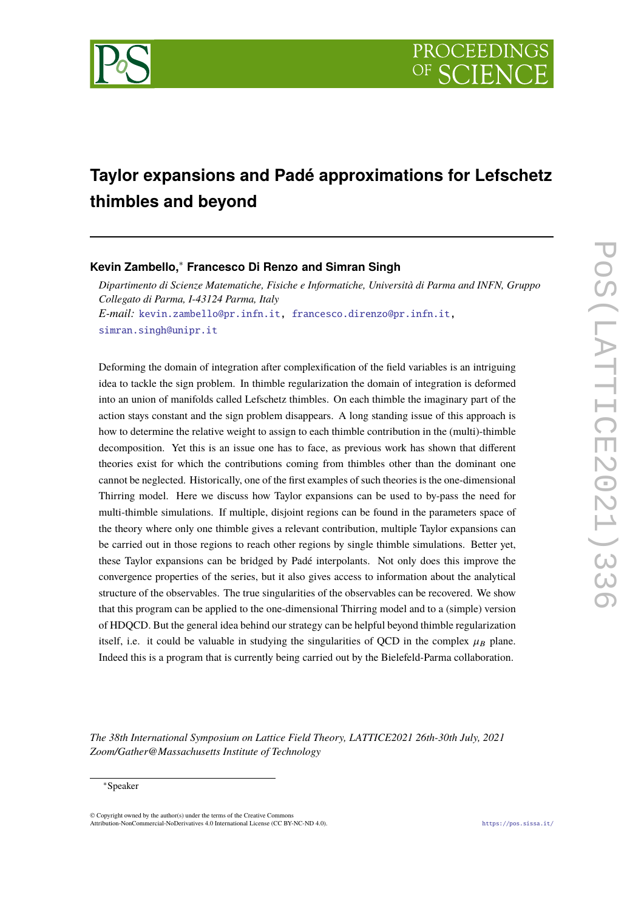# Taylor expansions and Padé approximations for Lefschetz thimbles and beyond

**Kevin Zambello,[*] Francesco Di Renzo and Simran Singh**

*Dipartimento di Scienze Matematiche, Fisiche e Informatiche, Università di Parma and INFN, Gruppo Collegato di Parma, I-43124 Parma, Italy*

*E-mail:* kevin.zambello@pr.infn.it, francesco.direnzo@pr.infn.it, simran.singh@unipr.it

Deforming the domain of integration after complexification of the field variables is an intriguing idea to tackle the sign problem. In thimble regularization the domain of integration is deformed into an union of manifolds called Lefschetz thimbles. On each thimble the imaginary part of the action stays constant and the sign problem disappears. A long standing issue of this approach is how to determine the relative weight to assign to each thimble contribution in the (multi)-thimble decomposition. Yet this is an issue one has to face, as previous work has shown that different theories exist for which the contributions coming from thimbles other than the dominant one cannot be neglected. Historically, one of the first examples of such theories is the one-dimensional Thirring model. Here we discuss how Taylor expansions can be used to by-pass the need for multi-thimble simulations. If multiple, disjoint regions can be found in the parameters space of the theory where only one thimble gives a relevant contribution, multiple Taylor expansions can be carried out in those regions to reach other regions by single thimble simulations. Better yet, these Taylor expansions can be bridged by Padé interpolants. Not only does this improve the convergence properties of the series, but it also gives access to information about the analytical structure of the observables. The true singularities of the observables can be recovered. We show that this program can be applied to the one-dimensional Thirring model and to a (simple) version of HDQCD. But the general idea behind our strategy can be helpful beyond thimble regularization itself, i.e. it could be valuable in studying the singularities of QCD in the complex $\mu_B$ plane. Indeed this is a program that is currently being carried out by the Bielefeld-Parma collaboration.

*The 38th International Symposium on Lattice Field Theory, LATTICE2021 26th-30th July, 2021 Zoom/Gather@Massachusetts Institute of Technology*

[*] Speaker

© Copyright owned by the author(s) under the terms of the Creative Commons Attribution-NonCommercial-NoDerivatives 4.0 International License (CC BY-NC-ND 4.0).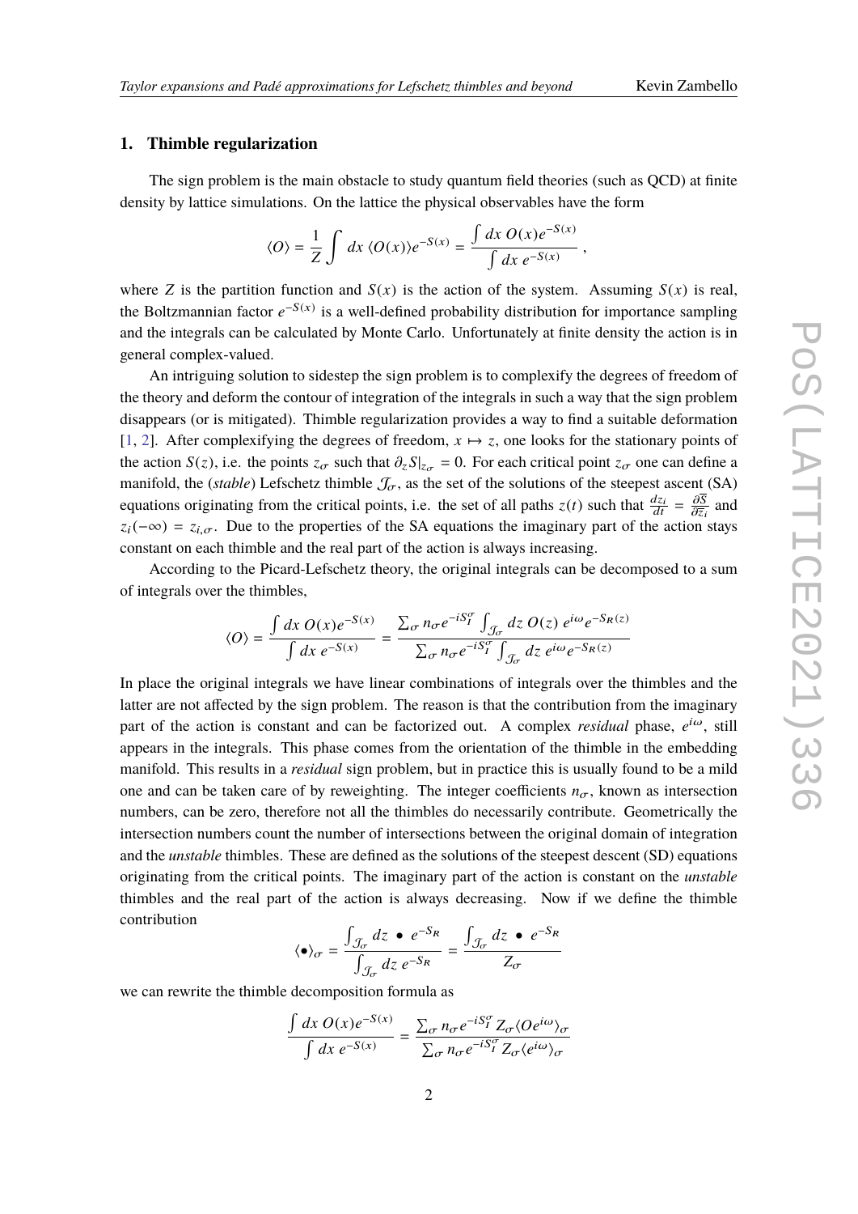## 1. Thimble regularization

The sign problem is the main obstacle to study quantum field theories (such as QCD) at finite density by lattice simulations. On the lattice the physical observables have the form

$$\langle O \rangle = \frac{1}{Z} \int dx \, \langle O(x) \rangle e^{-S(x)} = \frac{\int dx \, O(x) e^{-S(x)}}{\int dx \, e^{-S(x)}} ,$$

where $Z$ is the partition function and $S(x)$ is the action of the system. Assuming $S(x)$ is real, the Boltzmannian factor $e^{-S(x)}$ is a well-defined probability distribution for importance sampling and the integrals can be calculated by Monte Carlo. Unfortunately at finite density the action is in general complex-valued.

An intriguing solution to sidestep the sign problem is to complexify the degrees of freedom of the theory and deform the contour of integration of the integrals in such a way that the sign problem disappears (or is mitigated). Thimble regularization provides a way to find a suitable deformation [1, 2]. After complexifying the degrees of freedom, $x \mapsto z$, one looks for the stationary points of the action $S(z)$, i.e. the points $z_\sigma$ such that $\partial_z S|_{z_\sigma} = 0$. For each critical point $z_\sigma$ one can define a manifold, the (*stable*) Lefschetz thimble $\mathcal{J}_\sigma$, as the set of the solutions of the steepest ascent (SA) equations originating from the critical points, i.e. the set of all paths $z(t)$ such that $\frac{dz_i}{dt} = \frac{\partial \overline{S}}{\partial \overline{z}_i}$ and $z_i(-\infty) = z_{i,\sigma}$. Due to the properties of the SA equations the imaginary part of the action stays constant on each thimble and the real part of the action is always increasing.

According to the Picard-Lefschetz theory, the original integrals can be decomposed to a sum of integrals over the thimbles,

$$\langle O \rangle = \frac{\int dx \, O(x) e^{-S(x)}}{\int dx \, e^{-S(x)}} = \frac{\sum_\sigma n_\sigma e^{-i S_I^\sigma} \int_{\mathcal{J}_\sigma} dz \, O(z) \, e^{i\omega} e^{-S_R(z)}}{\sum_\sigma n_\sigma e^{-i S_I^\sigma} \int_{\mathcal{J}_\sigma} dz \, e^{i\omega} e^{-S_R(z)}}$$

In place the original integrals we have linear combinations of integrals over the thimbles and the latter are not affected by the sign problem. The reason is that the contribution from the imaginary part of the action is constant and can be factorized out. A complex *residual* phase, $e^{i\omega}$, still appears in the integrals. This phase comes from the orientation of the thimble in the embedding manifold. This results in a *residual* sign problem, but in practice this is usually found to be a mild one and can be taken care of by reweighting. The integer coefficients $n_\sigma$, known as intersection numbers, can be zero, therefore not all the thimbles do necessarily contribute. Geometrically the intersection numbers count the number of intersections between the original domain of integration and the *unstable* thimbles. These are defined as the solutions of the steepest descent (SD) equations originating from the critical points. The imaginary part of the action is constant on the *unstable* thimbles and the real part of the action is always decreasing. Now if we define the thimble contribution

$$\langle \bullet \rangle_\sigma = \frac{\int_{\mathcal{J}_\sigma} dz \, \bullet \, e^{-S_R}}{\int_{\mathcal{J}_\sigma} dz \, e^{-S_R}} = \frac{\int_{\mathcal{J}_\sigma} dz \, \bullet \, e^{-S_R}}{Z_\sigma}$$

we can rewrite the thimble decomposition formula as

$$\frac{\int dx \, O(x) e^{-S(x)}}{\int dx \, e^{-S(x)}} = \frac{\sum_\sigma n_\sigma e^{-i S_I^\sigma} Z_\sigma \langle O e^{i\omega} \rangle_\sigma}{\sum_\sigma n_\sigma e^{-i S_I^\sigma} Z_\sigma \langle e^{i\omega} \rangle_\sigma}$$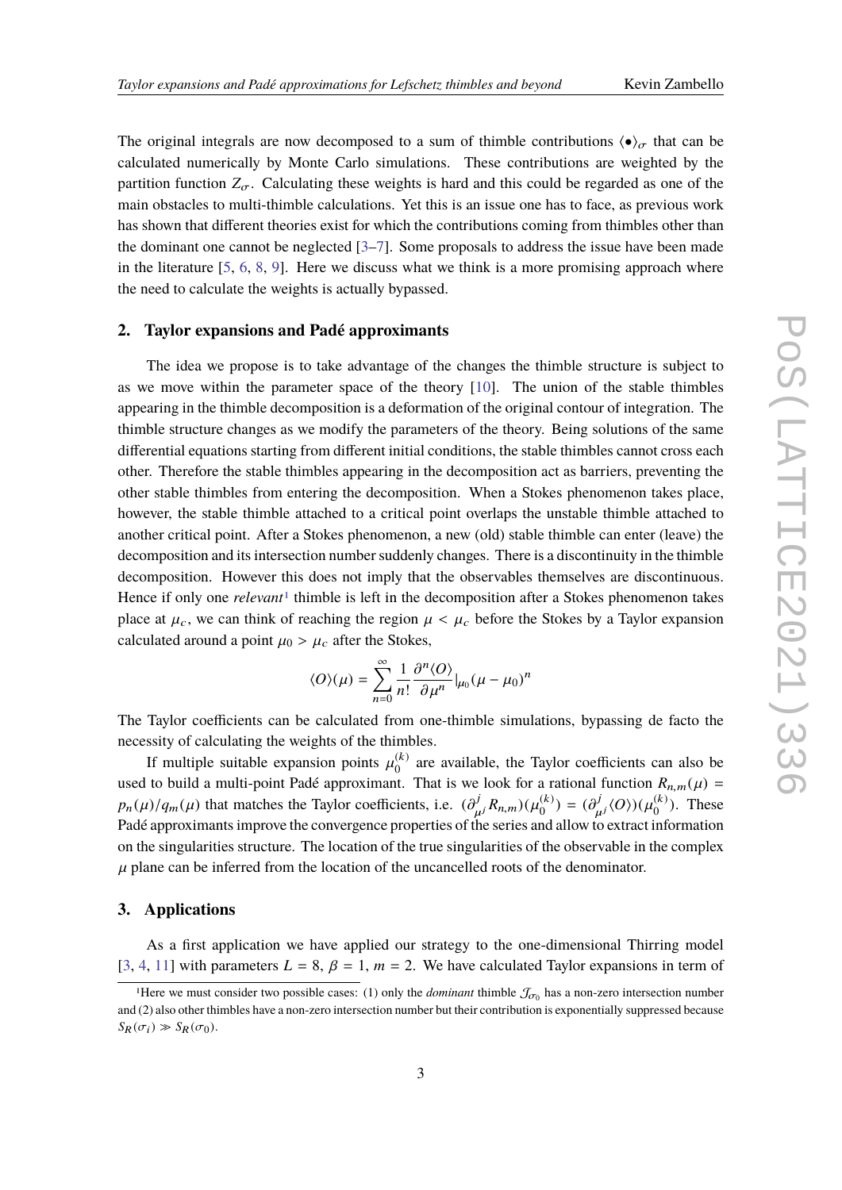The original integrals are now decomposed to a sum of thimble contributions $\langle\bullet\rangle_\sigma$ that can be calculated numerically by Monte Carlo simulations. These contributions are weighted by the partition function $Z_\sigma$. Calculating these weights is hard and this could be regarded as one of the main obstacles to multi-thimble calculations. Yet this is an issue one has to face, as previous work has shown that different theories exist for which the contributions coming from thimbles other than the dominant one cannot be neglected [3–7]. Some proposals to address the issue have been made in the literature [5, 6, 8, 9]. Here we discuss what we think is a more promising approach where the need to calculate the weights is actually bypassed.

## 2. Taylor expansions and Padé approximants

The idea we propose is to take advantage of the changes the thimble structure is subject to as we move within the parameter space of the theory [10]. The union of the stable thimbles appearing in the thimble decomposition is a deformation of the original contour of integration. The thimble structure changes as we modify the parameters of the theory. Being solutions of the same differential equations starting from different initial conditions, the stable thimbles cannot cross each other. Therefore the stable thimbles appearing in the decomposition act as barriers, preventing the other stable thimbles from entering the decomposition. When a Stokes phenomenon takes place, however, the stable thimble attached to a critical point overlaps the unstable thimble attached to another critical point. After a Stokes phenomenon, a new (old) stable thimble can enter (leave) the decomposition and its intersection number suddenly changes. There is a discontinuity in the thimble decomposition. However this does not imply that the observables themselves are discontinuous. Hence if only one *relevant*[1] thimble is left in the decomposition after a Stokes phenomenon takes place at $\mu_c$, we can think of reaching the region $\mu < \mu_c$ before the Stokes by a Taylor expansion calculated around a point $\mu_0 > \mu_c$ after the Stokes,

$$\langle O\rangle(\mu) = \sum_{n=0}^{\infty} \frac{1}{n!} \frac{\partial^n \langle O\rangle}{\partial \mu^n}\Big|_{\mu_0} (\mu - \mu_0)^n$$

The Taylor coefficients can be calculated from one-thimble simulations, bypassing de facto the necessity of calculating the weights of the thimbles.

If multiple suitable expansion points $\mu_0^{(k)}$ are available, the Taylor coefficients can also be used to build a multi-point Padé approximant. That is we look for a rational function $R_{n,m}(\mu) = p_n(\mu)/q_m(\mu)$ that matches the Taylor coefficients, i.e. $(\partial^j_{\mu^j} R_{n,m})(\mu_0^{(k)}) = (\partial^j_{\mu^j}\langle O\rangle)(\mu_0^{(k)})$. These Padé approximants improve the convergence properties of the series and allow to extract information on the singularities structure. The location of the true singularities of the observable in the complex $\mu$ plane can be inferred from the location of the uncancelled roots of the denominator.

## 3. Applications

As a first application we have applied our strategy to the one-dimensional Thirring model [3, 4, 11] with parameters $L = 8$, $\beta = 1$, $m = 2$. We have calculated Taylor expansions in term of

[1] Here we must consider two possible cases: (1) only the *dominant* thimble $\mathcal{J}_{\sigma_0}$ has a non-zero intersection number and (2) also other thimbles have a non-zero intersection number but their contribution is exponentially suppressed because $S_R(\sigma_i) \gg S_R(\sigma_0)$.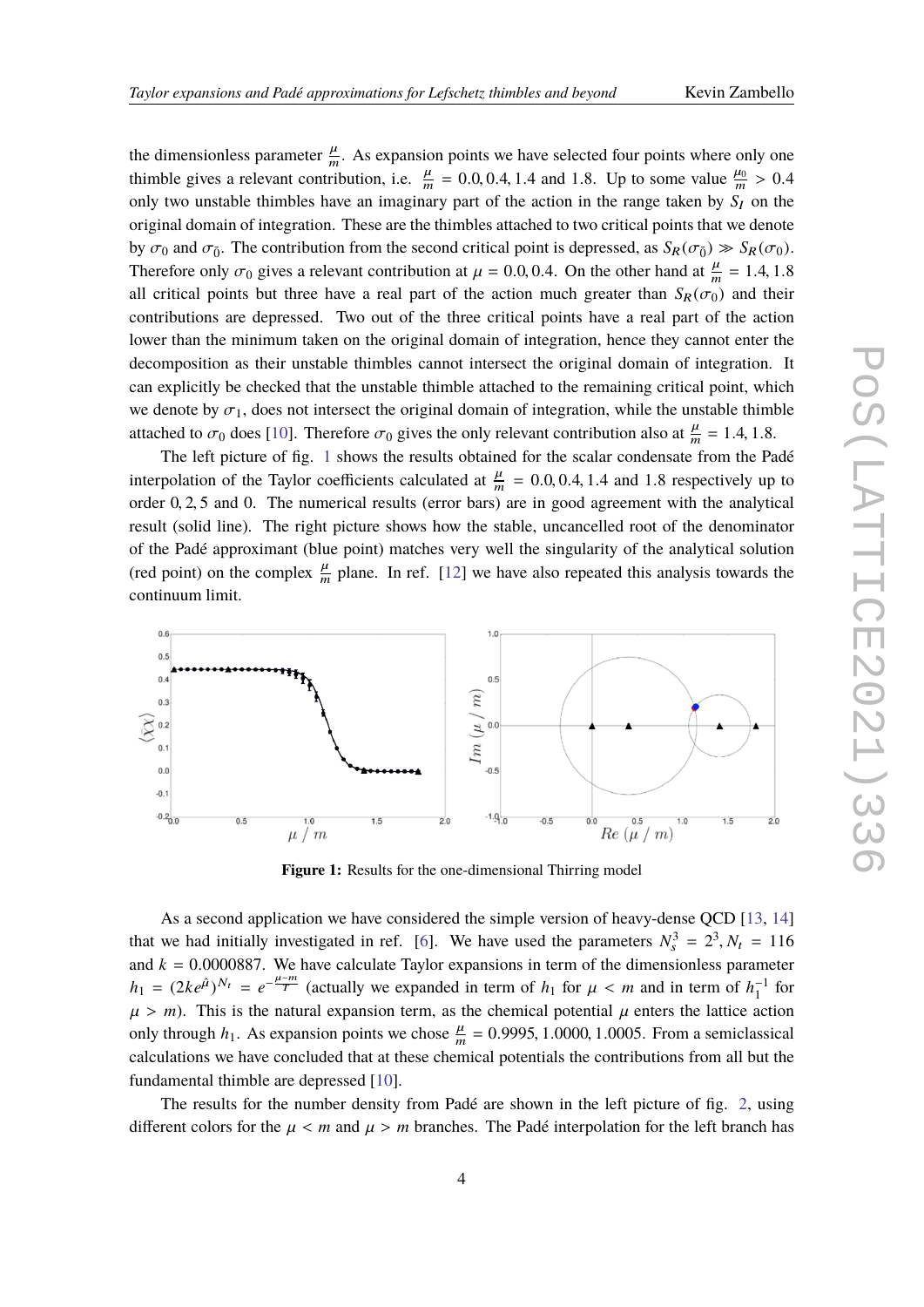the dimensionless parameter $\frac{\mu}{m}$. As expansion points we have selected four points where only one thimble gives a relevant contribution, i.e. $\frac{\mu}{m} = 0.0, 0.4, 1.4$ and $1.8$. Up to some value $\frac{\mu_0}{m} > 0.4$ only two unstable thimbles have an imaginary part of the action in the range taken by $S_I$ on the original domain of integration. These are the thimbles attached to two critical points that we denote by $\sigma_0$ and $\sigma_{\bar{0}}$. The contribution from the second critical point is depressed, as $S_R(\sigma_{\bar{0}}) \gg S_R(\sigma_0)$. Therefore only $\sigma_0$ gives a relevant contribution at $\mu = 0.0, 0.4$. On the other hand at $\frac{\mu}{m} = 1.4, 1.8$ all critical points but three have a real part of the action much greater than $S_R(\sigma_0)$ and their contributions are depressed. Two out of the three critical points have a real part of the action lower than the minimum taken on the original domain of integration, hence they cannot enter the decomposition as their unstable thimbles cannot intersect the original domain of integration. It can explicitly be checked that the unstable thimble attached to the remaining critical point, which we denote by $\sigma_1$, does not intersect the original domain of integration, while the unstable thimble attached to $\sigma_0$ does [10]. Therefore $\sigma_0$ gives the only relevant contribution also at $\frac{\mu}{m} = 1.4, 1.8$.

The left picture of fig. 1 shows the results obtained for the scalar condensate from the Padé interpolation of the Taylor coefficients calculated at $\frac{\mu}{m} = 0.0, 0.4, 1.4$ and $1.8$ respectively up to order 0, 2, 5 and 0. The numerical results (error bars) are in good agreement with the analytical result (solid line). The right picture shows how the stable, uncancelled root of the denominator of the Padé approximant (blue point) matches very well the singularity of the analytical solution (red point) on the complex $\frac{\mu}{m}$ plane. In ref. [12] we have also repeated this analysis towards the continuum limit.

**Figure 1:** Results for the one-dimensional Thirring model

As a second application we have considered the simple version of heavy-dense QCD [13, 14] that we had initially investigated in ref. [6]. We have used the parameters $N_s^3 = 2^3, N_t = 116$ and $k = 0.0000887$. We have calculate Taylor expansions in term of the dimensionless parameter $h_1 = (2ke^{\hat{\mu}})^{N_t} = e^{-\frac{\mu - m}{T}}$ (actually we expanded in term of $h_1$ for $\mu < m$ and in term of $h_1^{-1}$ for $\mu > m$). This is the natural expansion term, as the chemical potential $\mu$ enters the lattice action only through $h_1$. As expansion points we chose $\frac{\mu}{m} = 0.9995, 1.0000, 1.0005$. From a semiclassical calculations we have concluded that at these chemical potentials the contributions from all but the fundamental thimble are depressed [10].

The results for the number density from Padé are shown in the left picture of fig. 2, using different colors for the $\mu < m$ and $\mu > m$ branches. The Padé interpolation for the left branch has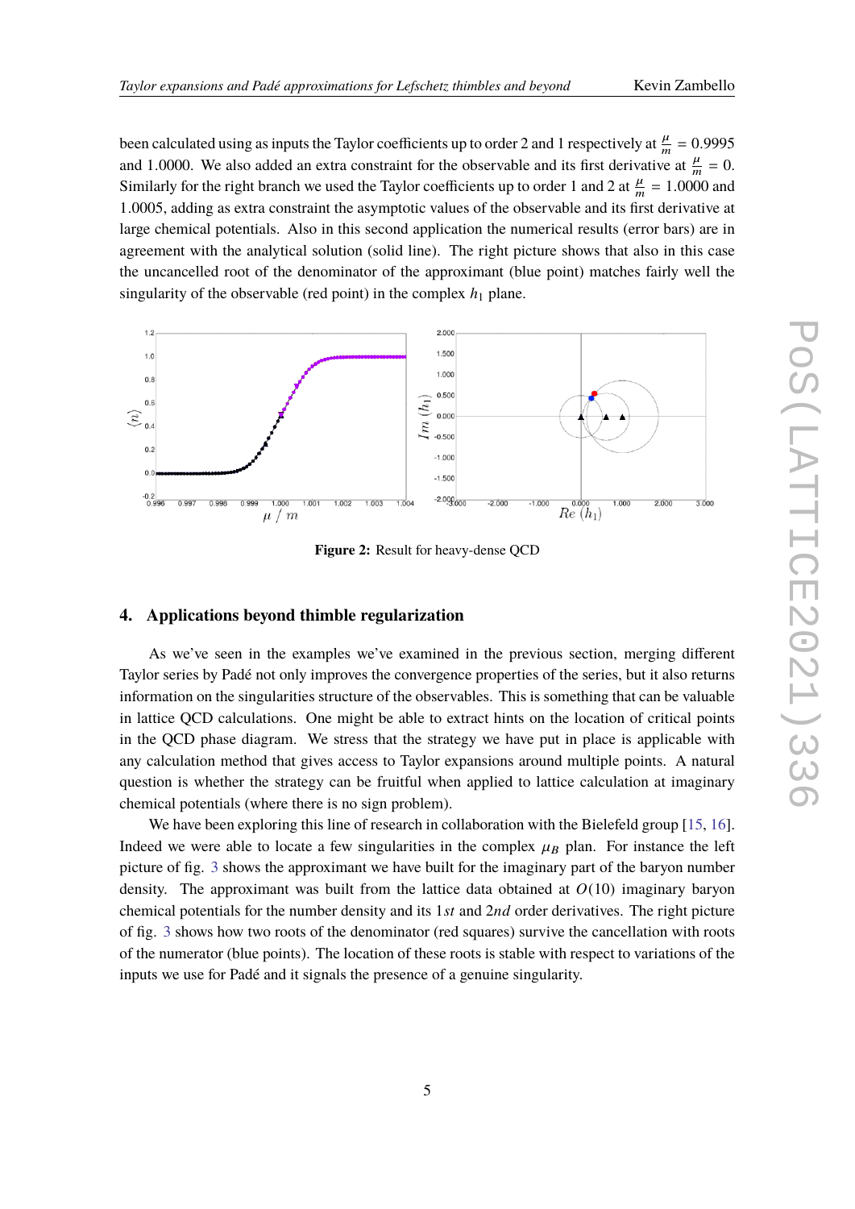been calculated using as inputs the Taylor coefficients up to order 2 and 1 respectively at $\frac{\mu}{m} = 0.9995$ and 1.0000. We also added an extra constraint for the observable and its first derivative at $\frac{\mu}{m} = 0$. Similarly for the right branch we used the Taylor coefficients up to order 1 and 2 at $\frac{\mu}{m} = 1.0000$ and 1.0005, adding as extra constraint the asymptotic values of the observable and its first derivative at large chemical potentials. Also in this second application the numerical results (error bars) are in agreement with the analytical solution (solid line). The right picture shows that also in this case the uncancelled root of the denominator of the approximant (blue point) matches fairly well the singularity of the observable (red point) in the complex $h_1$ plane.

**Figure 2:** Result for heavy-dense QCD

## 4. Applications beyond thimble regularization

As we've seen in the examples we've examined in the previous section, merging different Taylor series by Padé not only improves the convergence properties of the series, but it also returns information on the singularities structure of the observables. This is something that can be valuable in lattice QCD calculations. One might be able to extract hints on the location of critical points in the QCD phase diagram. We stress that the strategy we have put in place is applicable with any calculation method that gives access to Taylor expansions around multiple points. A natural question is whether the strategy can be fruitful when applied to lattice calculation at imaginary chemical potentials (where there is no sign problem).

We have been exploring this line of research in collaboration with the Bielefeld group [15, 16]. Indeed we were able to locate a few singularities in the complex $\mu_B$ plan. For instance the left picture of fig. 3 shows the approximant we have built for the imaginary part of the baryon number density. The approximant was built from the lattice data obtained at $O(10)$ imaginary baryon chemical potentials for the number density and its $1st$ and $2nd$ order derivatives. The right picture of fig. 3 shows how two roots of the denominator (red squares) survive the cancellation with roots of the numerator (blue points). The location of these roots is stable with respect to variations of the inputs we use for Padé and it signals the presence of a genuine singularity.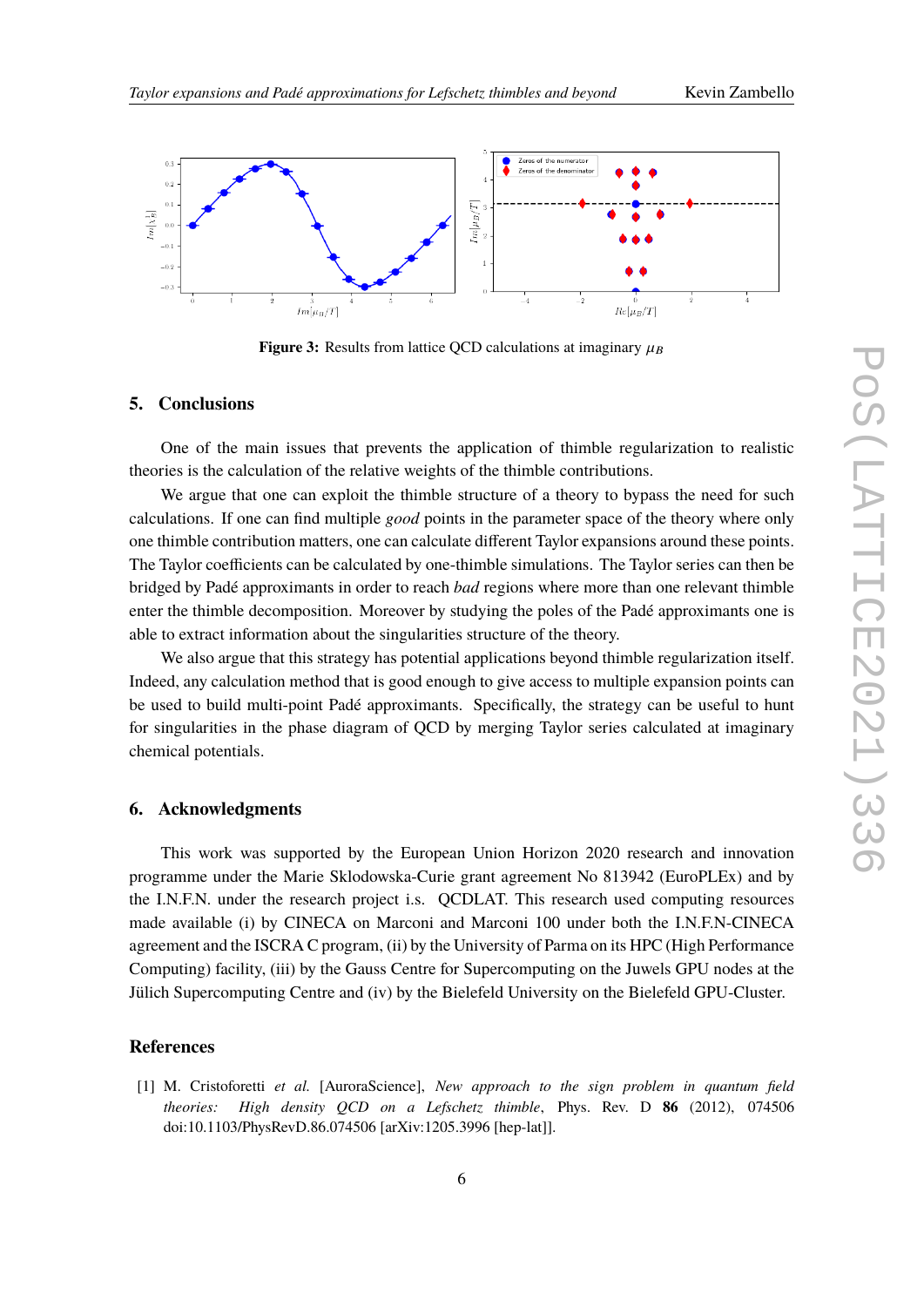Figure 3: Results from lattice QCD calculations at imaginary $\mu_B$

## 5. Conclusions

One of the main issues that prevents the application of thimble regularization to realistic theories is the calculation of the relative weights of the thimble contributions.

We argue that one can exploit the thimble structure of a theory to bypass the need for such calculations. If one can find multiple *good* points in the parameter space of the theory where only one thimble contribution matters, one can calculate different Taylor expansions around these points. The Taylor coefficients can be calculated by one-thimble simulations. The Taylor series can then be bridged by Padé approximants in order to reach *bad* regions where more than one relevant thimble enter the thimble decomposition. Moreover by studying the poles of the Padé approximants one is able to extract information about the singularities structure of the theory.

We also argue that this strategy has potential applications beyond thimble regularization itself. Indeed, any calculation method that is good enough to give access to multiple expansion points can be used to build multi-point Padé approximants. Specifically, the strategy can be useful to hunt for singularities in the phase diagram of QCD by merging Taylor series calculated at imaginary chemical potentials.

## 6. Acknowledgments

This work was supported by the European Union Horizon 2020 research and innovation programme under the Marie Sklodowska-Curie grant agreement No 813942 (EuroPLEx) and by the I.N.F.N. under the research project i.s. QCDLAT. This research used computing resources made available (i) by CINECA on Marconi and Marconi 100 under both the I.N.F.N.-CINECA agreement and the ISCRA C program, (ii) by the University of Parma on its HPC (High Performance Computing) facility, (iii) by the Gauss Centre for Supercomputing on the Juwels GPU nodes at the Jülich Supercomputing Centre and (iv) by the Bielefeld University on the Bielefeld GPU-Cluster.

## References

[1] M. Cristoforetti *et al.* [AuroraScience], *New approach to the sign problem in quantum field theories: High density QCD on a Lefschetz thimble*, Phys. Rev. D **86** (2012), 074506 doi:10.1103/PhysRevD.86.074506 [arXiv:1205.3996 [hep-lat]].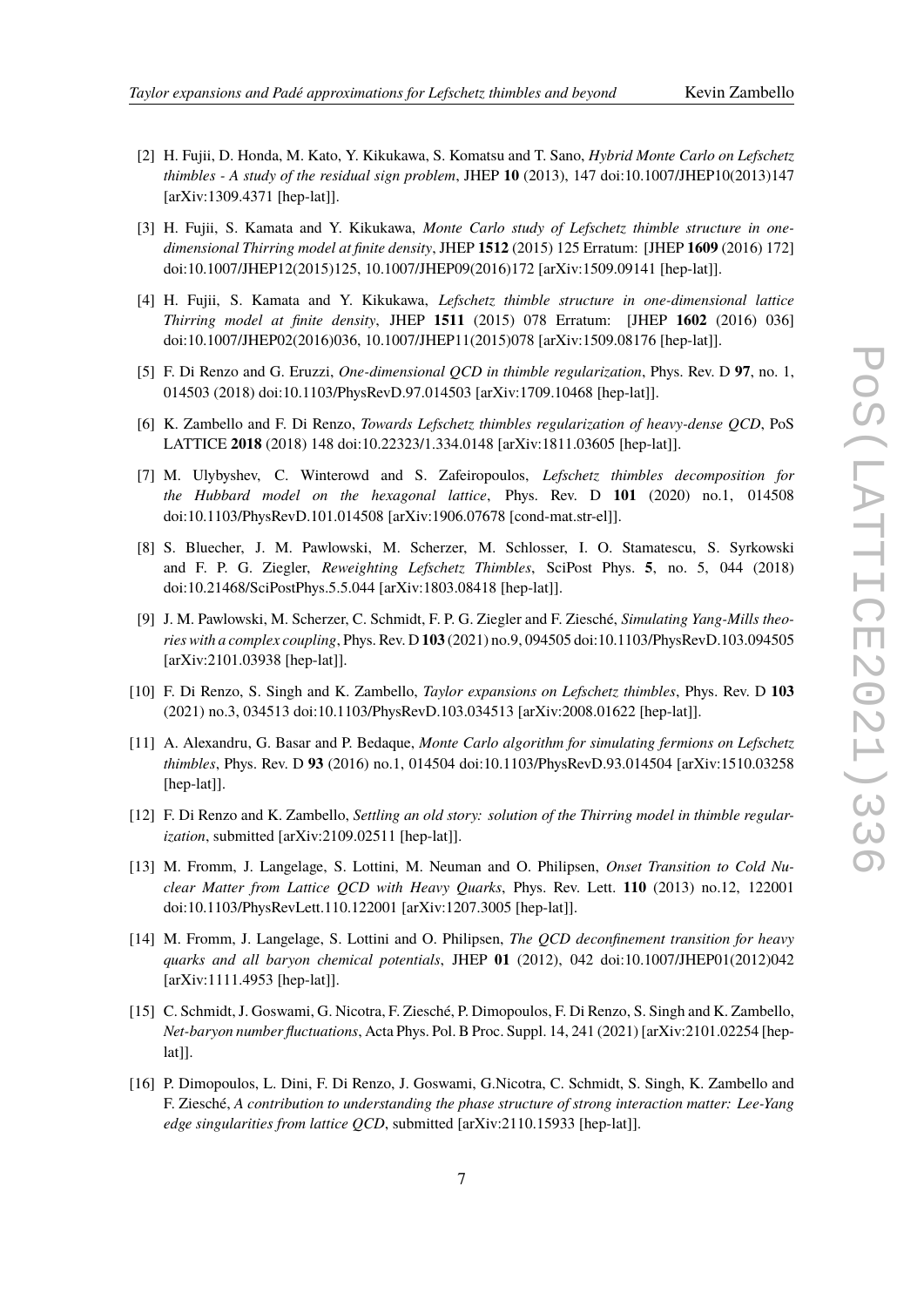[2] H. Fujii, D. Honda, M. Kato, Y. Kikukawa, S. Komatsu and T. Sano, *Hybrid Monte Carlo on Lefschetz thimbles - A study of the residual sign problem*, JHEP **10** (2013), 147 doi:10.1007/JHEP10(2013)147 [arXiv:1309.4371 [hep-lat]].

[3] H. Fujii, S. Kamata and Y. Kikukawa, *Monte Carlo study of Lefschetz thimble structure in one-dimensional Thirring model at finite density*, JHEP **1512** (2015) 125 Erratum: [JHEP **1609** (2016) 172] doi:10.1007/JHEP12(2015)125, 10.1007/JHEP09(2016)172 [arXiv:1509.09141 [hep-lat]].

[4] H. Fujii, S. Kamata and Y. Kikukawa, *Lefschetz thimble structure in one-dimensional lattice Thirring model at finite density*, JHEP **1511** (2015) 078 Erratum: [JHEP **1602** (2016) 036] doi:10.1007/JHEP02(2016)036, 10.1007/JHEP11(2015)078 [arXiv:1509.08176 [hep-lat]].

[5] F. Di Renzo and G. Eruzzi, *One-dimensional QCD in thimble regularization*, Phys. Rev. D **97**, no. 1, 014503 (2018) doi:10.1103/PhysRevD.97.014503 [arXiv:1709.10468 [hep-lat]].

[6] K. Zambello and F. Di Renzo, *Towards Lefschetz thimbles regularization of heavy-dense QCD*, PoS LATTICE **2018** (2018) 148 doi:10.22323/1.334.0148 [arXiv:1811.03605 [hep-lat]].

[7] M. Ulybyshev, C. Winterowd and S. Zafeiropoulos, *Lefschetz thimbles decomposition for the Hubbard model on the hexagonal lattice*, Phys. Rev. D **101** (2020) no.1, 014508 doi:10.1103/PhysRevD.101.014508 [arXiv:1906.07678 [cond-mat.str-el]].

[8] S. Bluecher, J. M. Pawlowski, M. Scherzer, M. Schlosser, I. O. Stamatescu, S. Syrkowski and F. P. G. Ziegler, *Reweighting Lefschetz Thimbles*, SciPost Phys. **5**, no. 5, 044 (2018) doi:10.21468/SciPostPhys.5.5.044 [arXiv:1803.08418 [hep-lat]].

[9] J. M. Pawlowski, M. Scherzer, C. Schmidt, F. P. G. Ziegler and F. Ziesché, *Simulating Yang-Mills theories with a complex coupling*, Phys. Rev. D **103** (2021) no.9, 094505 doi:10.1103/PhysRevD.103.094505 [arXiv:2101.03938 [hep-lat]].

[10] F. Di Renzo, S. Singh and K. Zambello, *Taylor expansions on Lefschetz thimbles*, Phys. Rev. D **103** (2021) no.3, 034513 doi:10.1103/PhysRevD.103.034513 [arXiv:2008.01622 [hep-lat]].

[11] A. Alexandru, G. Basar and P. Bedaque, *Monte Carlo algorithm for simulating fermions on Lefschetz thimbles*, Phys. Rev. D **93** (2016) no.1, 014504 doi:10.1103/PhysRevD.93.014504 [arXiv:1510.03258 [hep-lat]].

[12] F. Di Renzo and K. Zambello, *Settling an old story: solution of the Thirring model in thimble regularization*, submitted [arXiv:2109.02511 [hep-lat]].

[13] M. Fromm, J. Langelage, S. Lottini, M. Neuman and O. Philipsen, *Onset Transition to Cold Nuclear Matter from Lattice QCD with Heavy Quarks*, Phys. Rev. Lett. **110** (2013) no.12, 122001 doi:10.1103/PhysRevLett.110.122001 [arXiv:1207.3005 [hep-lat]].

[14] M. Fromm, J. Langelage, S. Lottini and O. Philipsen, *The QCD deconfinement transition for heavy quarks and all baryon chemical potentials*, JHEP **01** (2012), 042 doi:10.1007/JHEP01(2012)042 [arXiv:1111.4953 [hep-lat]].

[15] C. Schmidt, J. Goswami, G. Nicotra, F. Ziesché, P. Dimopoulos, F. Di Renzo, S. Singh and K. Zambello, *Net-baryon number fluctuations*, Acta Phys. Pol. B Proc. Suppl. 14, 241 (2021) [arXiv:2101.02254 [hep-lat]].

[16] P. Dimopoulos, L. Dini, F. Di Renzo, J. Goswami, G.Nicotra, C. Schmidt, S. Singh, K. Zambello and F. Ziesché, *A contribution to understanding the phase structure of strong interaction matter: Lee-Yang edge singularities from lattice QCD*, submitted [arXiv:2110.15933 [hep-lat]].